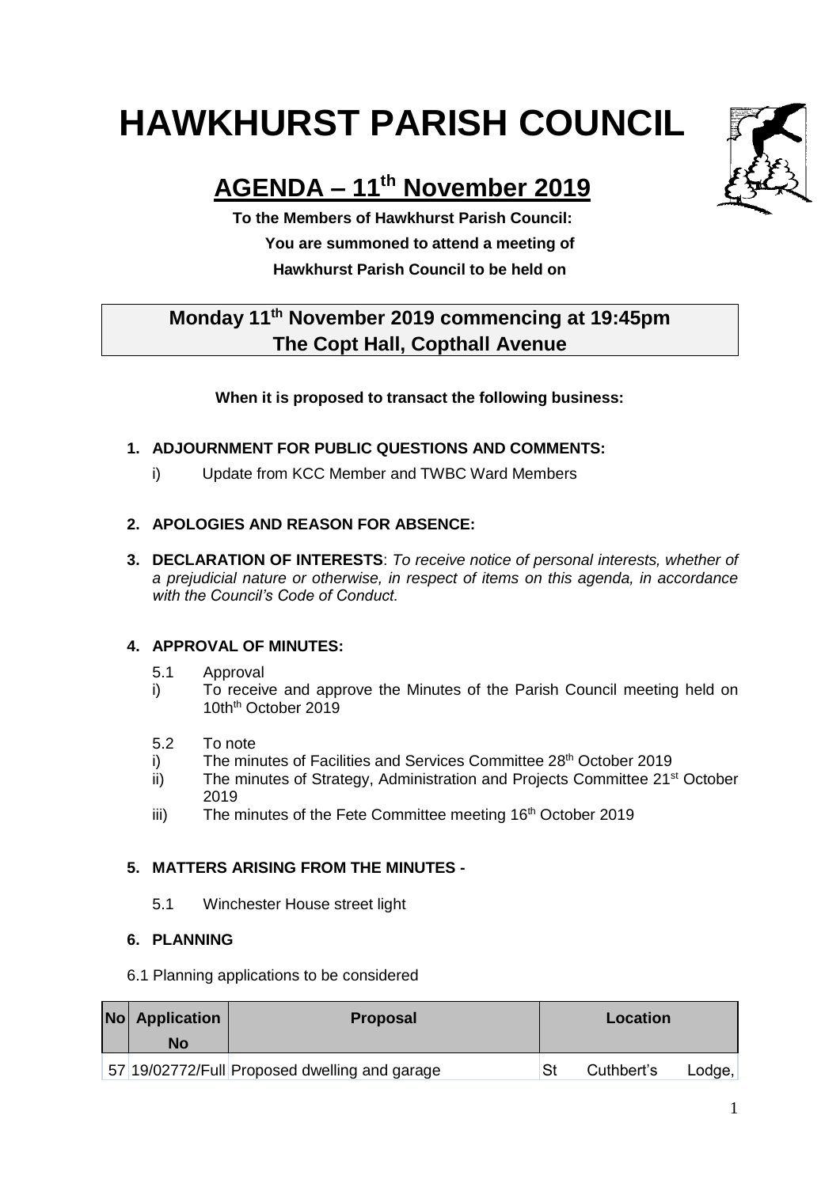# HAWKHURST PARISH COUNCIL

## AGENDA – 11th November 2019

**To the Members of Hawkhurst Parish Council:**
**You are summoned to attend a meeting of**
**Hawkhurst Parish Council to be held on**

**Monday 11th November 2019 commencing at 19:45pm**
**The Copt Hall, Copthall Avenue**

**When it is proposed to transact the following business:**

1. **ADJOURNMENT FOR PUBLIC QUESTIONS AND COMMENTS:**
   i) Update from KCC Member and TWBC Ward Members

2. **APOLOGIES AND REASON FOR ABSENCE:**

3. **DECLARATION OF INTERESTS**: *To receive notice of personal interests, whether of a prejudicial nature or otherwise, in respect of items on this agenda, in accordance with the Council's Code of Conduct.*

4. **APPROVAL OF MINUTES:**

   5.1 Approval
   i) To receive and approve the Minutes of the Parish Council meeting held on 10th October 2019

   5.2 To note
   i) The minutes of Facilities and Services Committee 28th October 2019
   ii) The minutes of Strategy, Administration and Projects Committee 21st October 2019
   iii) The minutes of the Fete Committee meeting 16th October 2019

5. **MATTERS ARISING FROM THE MINUTES -**

   5.1 Winchester House street light

6. **PLANNING**

6.1 Planning applications to be considered

| No | Application No | Proposal | Location |
|---|---|---|---|
| 57 | 19/02772/Full | Proposed dwelling and garage | St Cuthbert's Lodge, |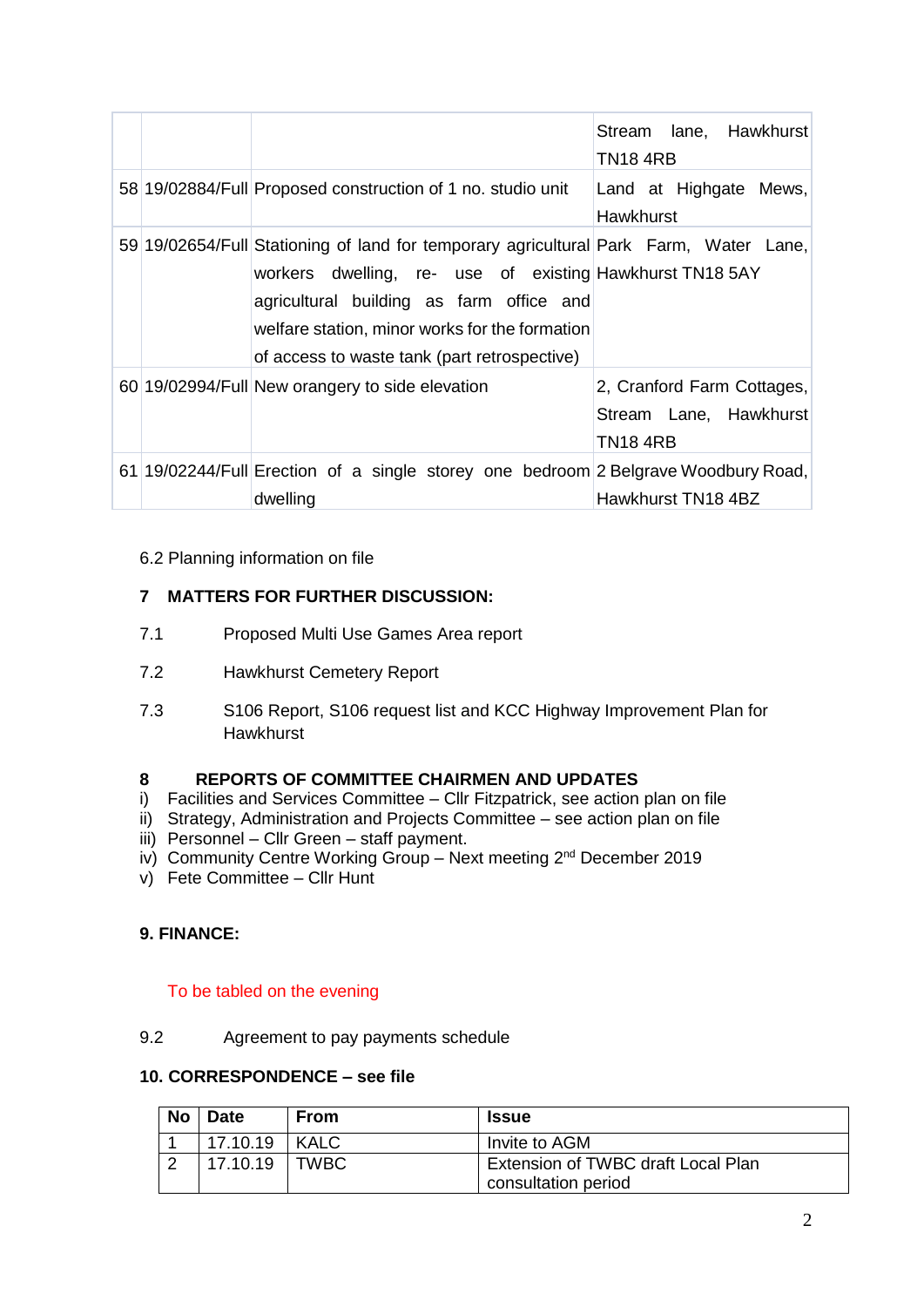| | | | |
|---|---|---|---|
| | | | Stream lane, Hawkhurst TN18 4RB |
| 58 | 19/02884/Full | Proposed construction of 1 no. studio unit | Land at Highgate Mews, Hawkhurst |
| 59 | 19/02654/Full | Stationing of land for temporary agricultural workers dwelling, re- use of existing agricultural building as farm office and welfare station, minor works for the formation of access to waste tank (part retrospective) | Park Farm, Water Lane, Hawkhurst TN18 5AY |
| 60 | 19/02994/Full | New orangery to side elevation | 2, Cranford Farm Cottages, Stream Lane, Hawkhurst TN18 4RB |
| 61 | 19/02244/Full | Erection of a single storey one bedroom dwelling | 2 Belgrave Woodbury Road, Hawkhurst TN18 4BZ |

6.2 Planning information on file

**7 MATTERS FOR FURTHER DISCUSSION:**

7.1 Proposed Multi Use Games Area report

7.2 Hawkhurst Cemetery Report

7.3 S106 Report, S106 request list and KCC Highway Improvement Plan for Hawkhurst

**8 REPORTS OF COMMITTEE CHAIRMEN AND UPDATES**

i) Facilities and Services Committee – Cllr Fitzpatrick, see action plan on file
ii) Strategy, Administration and Projects Committee – see action plan on file
iii) Personnel – Cllr Green – staff payment.
iv) Community Centre Working Group – Next meeting 2nd December 2019
v) Fete Committee – Cllr Hunt

**9. FINANCE:**

To be tabled on the evening

9.2 Agreement to pay payments schedule

**10. CORRESPONDENCE – see file**

| No | Date | From | Issue |
|---|---|---|---|
| 1 | 17.10.19 | KALC | Invite to AGM |
| 2 | 17.10.19 | TWBC | Extension of TWBC draft Local Plan consultation period |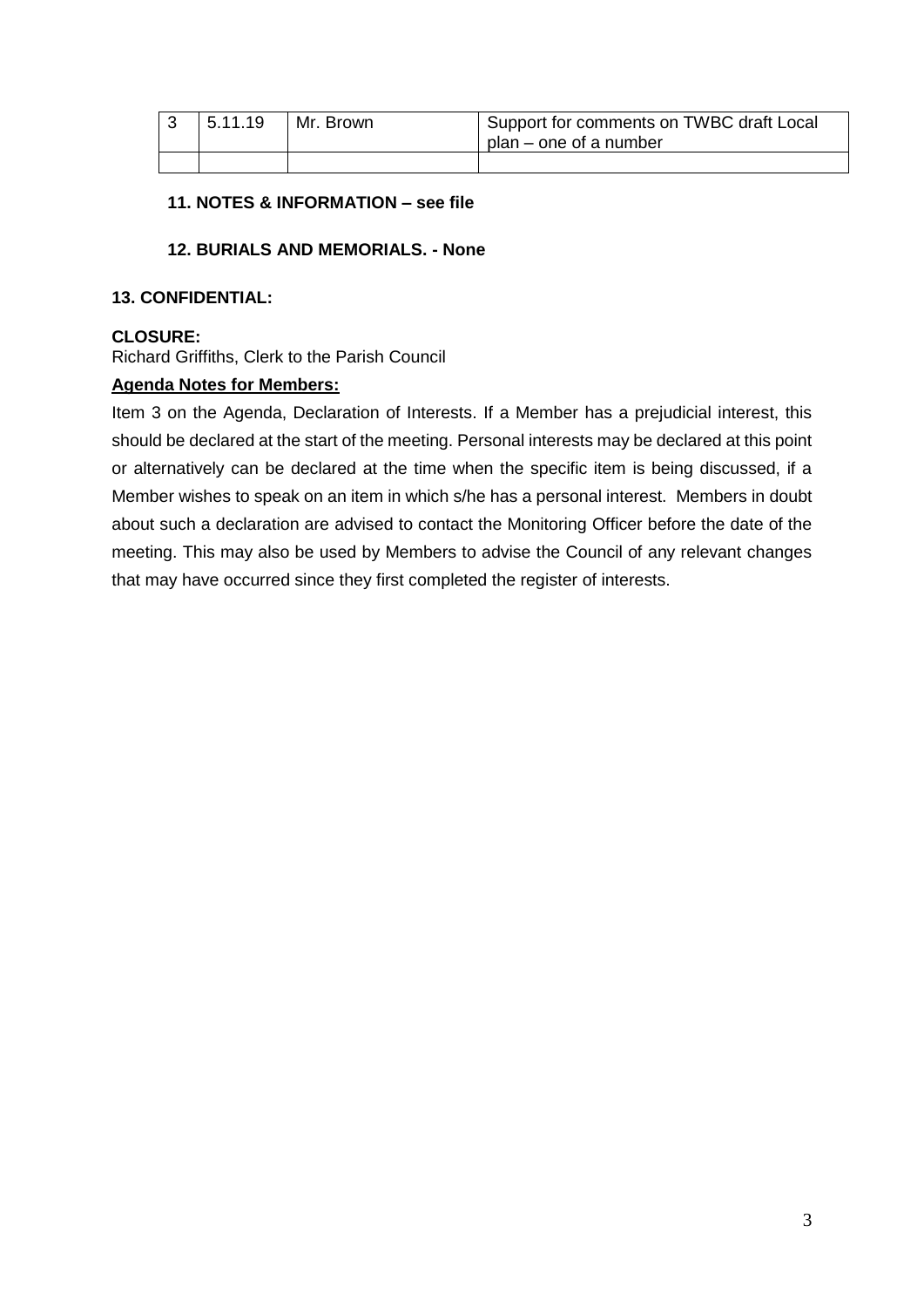| | | | |
|---|---|---|---|
| 3 | 5.11.19 | Mr. Brown | Support for comments on TWBC draft Local plan – one of a number |
| | | | |

**11. NOTES & INFORMATION – see file**

**12. BURIALS AND MEMORIALS. - None**

**13. CONFIDENTIAL:**

**CLOSURE:**
Richard Griffiths, Clerk to the Parish Council

**Agenda Notes for Members:**

Item 3 on the Agenda, Declaration of Interests. If a Member has a prejudicial interest, this should be declared at the start of the meeting. Personal interests may be declared at this point or alternatively can be declared at the time when the specific item is being discussed, if a Member wishes to speak on an item in which s/he has a personal interest. Members in doubt about such a declaration are advised to contact the Monitoring Officer before the date of the meeting. This may also be used by Members to advise the Council of any relevant changes that may have occurred since they first completed the register of interests.